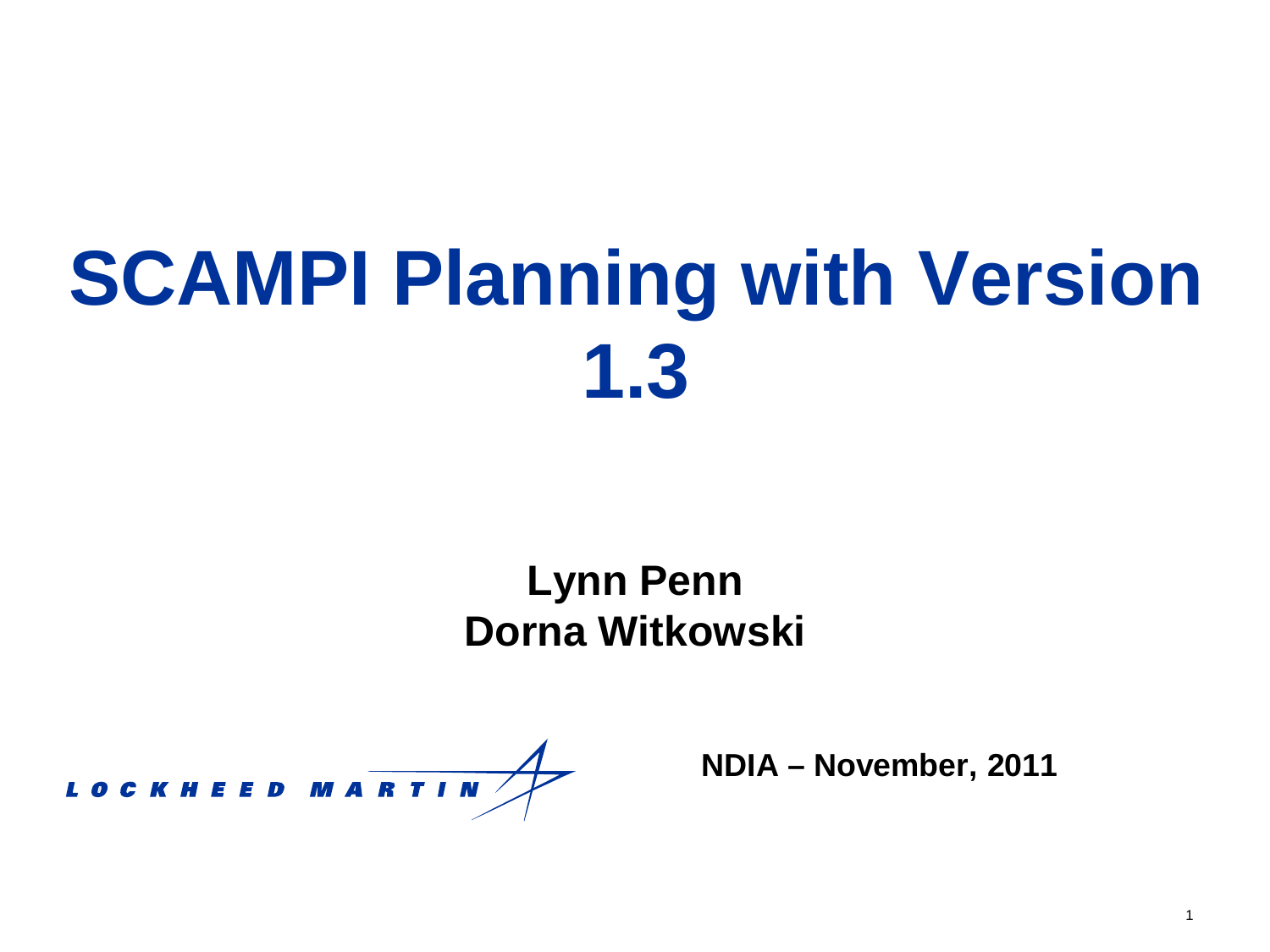# SCAMPI Planning with Version 1.3

**Lynn Penn**
**Dorna Witkowski**

LOCKHEED MARTIN

**NDIA – November, 2011**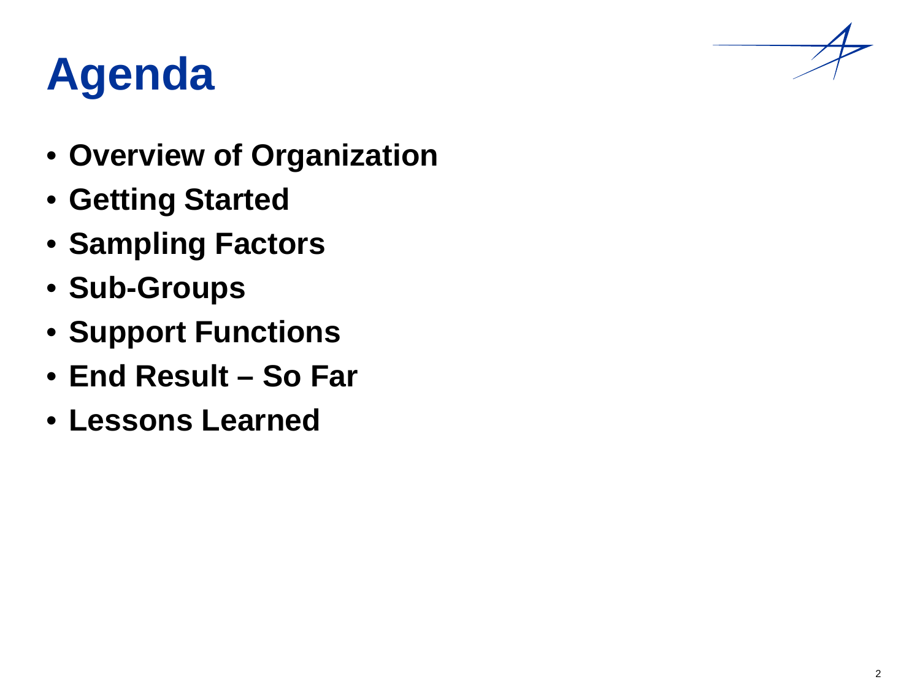# Agenda

- **Overview of Organization**
- **Getting Started**
- **Sampling Factors**
- **Sub-Groups**
- **Support Functions**
- **End Result – So Far**
- **Lessons Learned**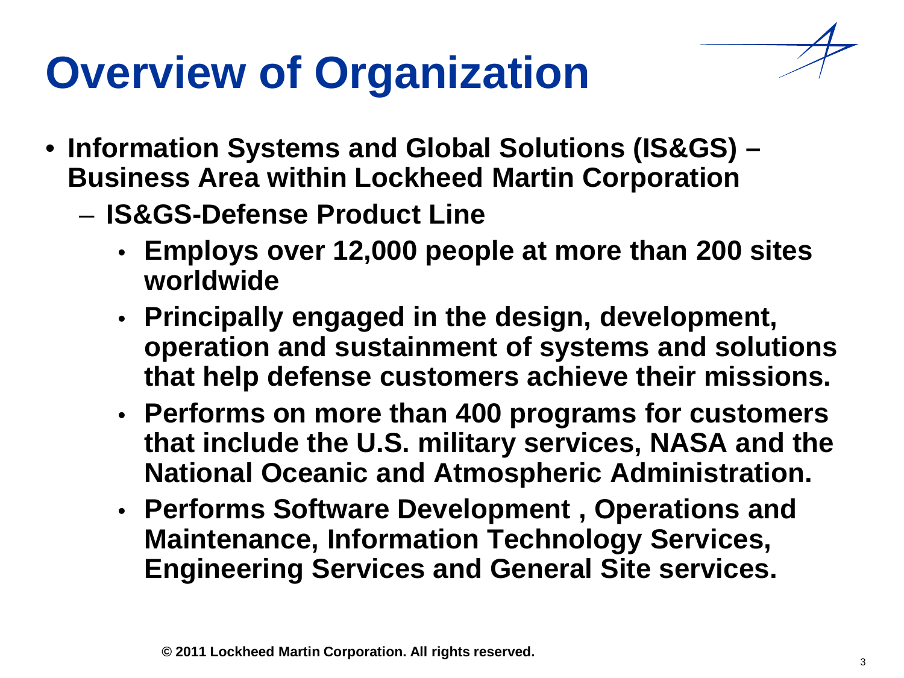# Overview of Organization

- **Information Systems and Global Solutions (IS&GS) – Business Area within Lockheed Martin Corporation**
  - **IS&GS-Defense Product Line**
    - **Employs over 12,000 people at more than 200 sites worldwide**
    - **Principally engaged in the design, development, operation and sustainment of systems and solutions that help defense customers achieve their missions.**
    - **Performs on more than 400 programs for customers that include the U.S. military services, NASA and the National Oceanic and Atmospheric Administration.**
    - **Performs Software Development , Operations and Maintenance, Information Technology Services, Engineering Services and General Site services.**

© 2011 Lockheed Martin Corporation. All rights reserved.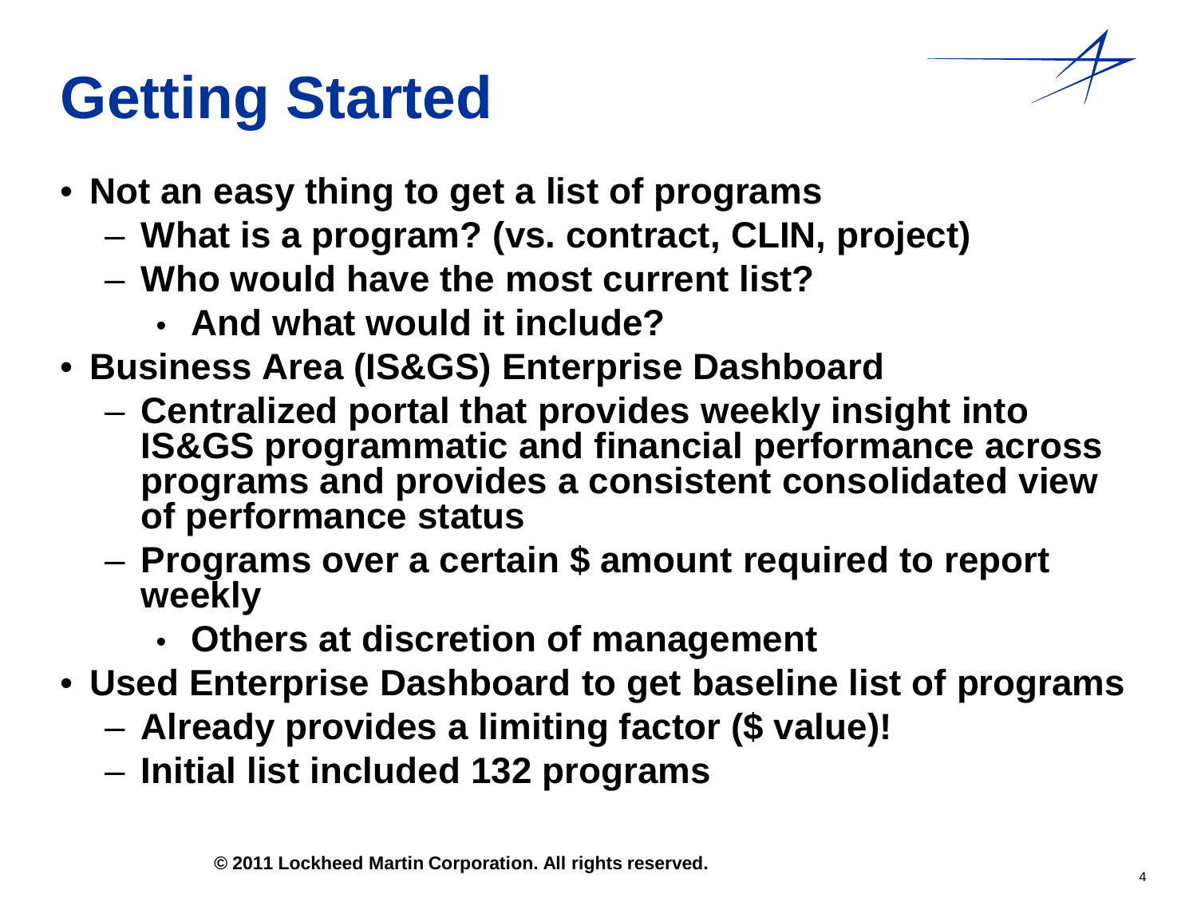# Getting Started

- Not an easy thing to get a list of programs
  - What is a program? (vs. contract, CLIN, project)
  - Who would have the most current list?
    - And what would it include?
- Business Area (IS&GS) Enterprise Dashboard
  - Centralized portal that provides weekly insight into IS&GS programmatic and financial performance across programs and provides a consistent consolidated view of performance status
  - Programs over a certain $ amount required to report weekly
    - Others at discretion of management
- Used Enterprise Dashboard to get baseline list of programs
  - Already provides a limiting factor ($ value)!
  - Initial list included 132 programs

© 2011 Lockheed Martin Corporation. All rights reserved.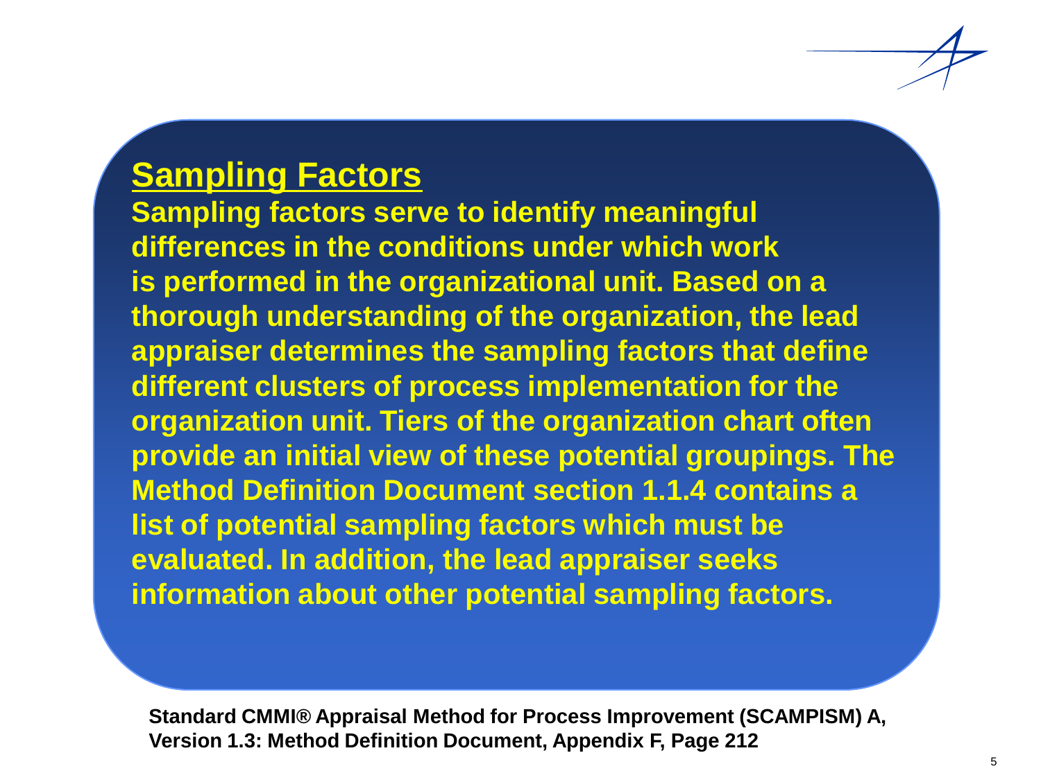## Sampling Factors

**Sampling factors serve to identify meaningful differences in the conditions under which work is performed in the organizational unit. Based on a thorough understanding of the organization, the lead appraiser determines the sampling factors that define different clusters of process implementation for the organization unit. Tiers of the organization chart often provide an initial view of these potential groupings. The Method Definition Document section 1.1.4 contains a list of potential sampling factors which must be evaluated. In addition, the lead appraiser seeks information about other potential sampling factors.**

**Standard CMMI® Appraisal Method for Process Improvement (SCAMPISM) A, Version 1.3: Method Definition Document, Appendix F, Page 212**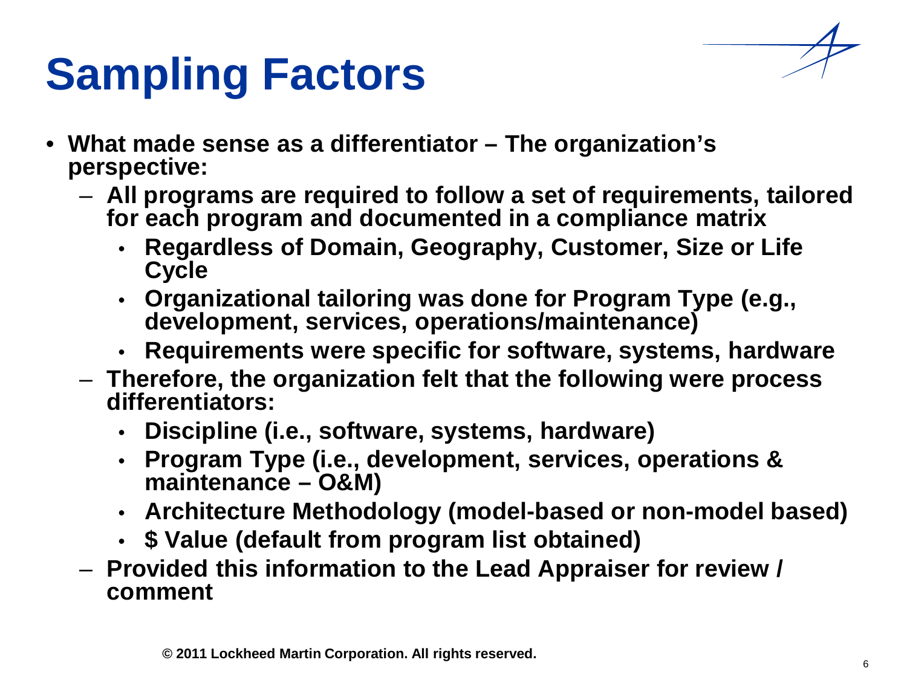# Sampling Factors

- What made sense as a differentiator – The organization's perspective:
  - All programs are required to follow a set of requirements, tailored for each program and documented in a compliance matrix
    - Regardless of Domain, Geography, Customer, Size or Life Cycle
    - Organizational tailoring was done for Program Type (e.g., development, services, operations/maintenance)
    - Requirements were specific for software, systems, hardware
  - Therefore, the organization felt that the following were process differentiators:
    - Discipline (i.e., software, systems, hardware)
    - Program Type (i.e., development, services, operations & maintenance – O&M)
    - Architecture Methodology (model-based or non-model based)
    - $ Value (default from program list obtained)
  - Provided this information to the Lead Appraiser for review / comment

© 2011 Lockheed Martin Corporation. All rights reserved.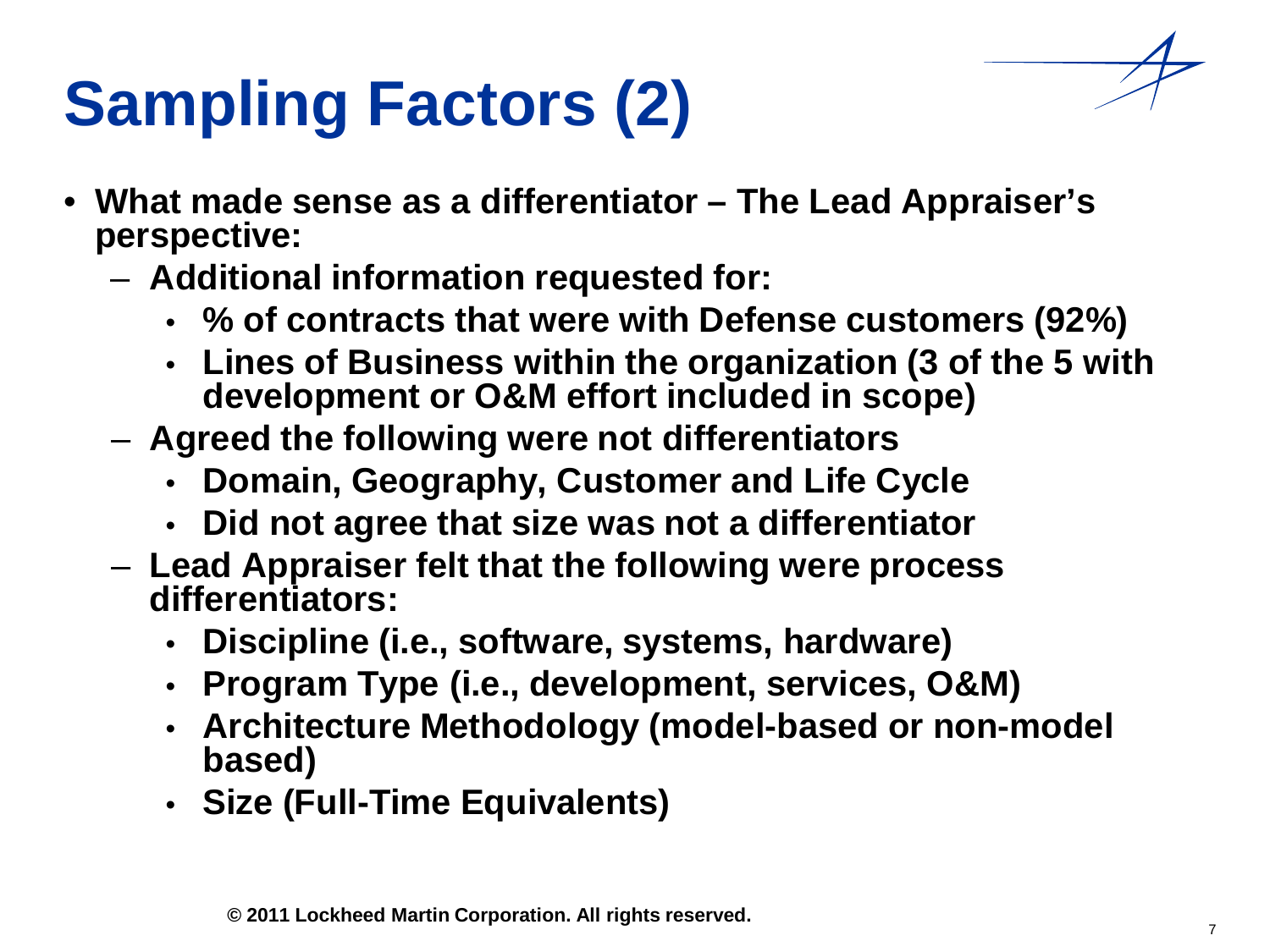# Sampling Factors (2)

- What made sense as a differentiator – The Lead Appraiser's perspective:
  - Additional information requested for:
    - % of contracts that were with Defense customers (92%)
    - Lines of Business within the organization (3 of the 5 with development or O&M effort included in scope)
  - Agreed the following were not differentiators
    - Domain, Geography, Customer and Life Cycle
    - Did not agree that size was not a differentiator
  - Lead Appraiser felt that the following were process differentiators:
    - Discipline (i.e., software, systems, hardware)
    - Program Type (i.e., development, services, O&M)
    - Architecture Methodology (model-based or non-model based)
    - Size (Full-Time Equivalents)

© 2011 Lockheed Martin Corporation. All rights reserved.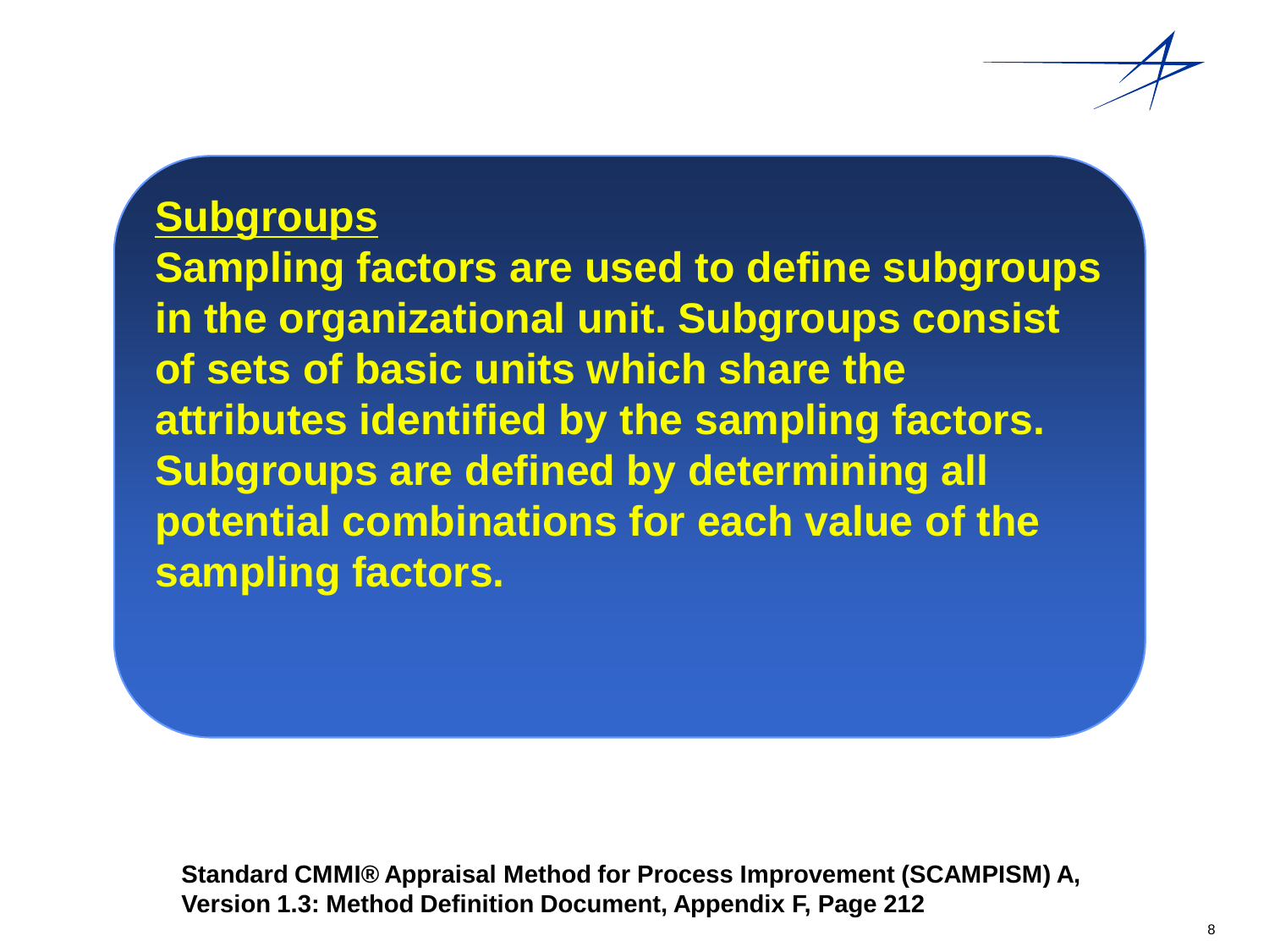## Subgroups

**Sampling factors are used to define subgroups in the organizational unit. Subgroups consist of sets of basic units which share the attributes identified by the sampling factors. Subgroups are defined by determining all potential combinations for each value of the sampling factors.**

**Standard CMMI® Appraisal Method for Process Improvement (SCAMPISM) A, Version 1.3: Method Definition Document, Appendix F, Page 212**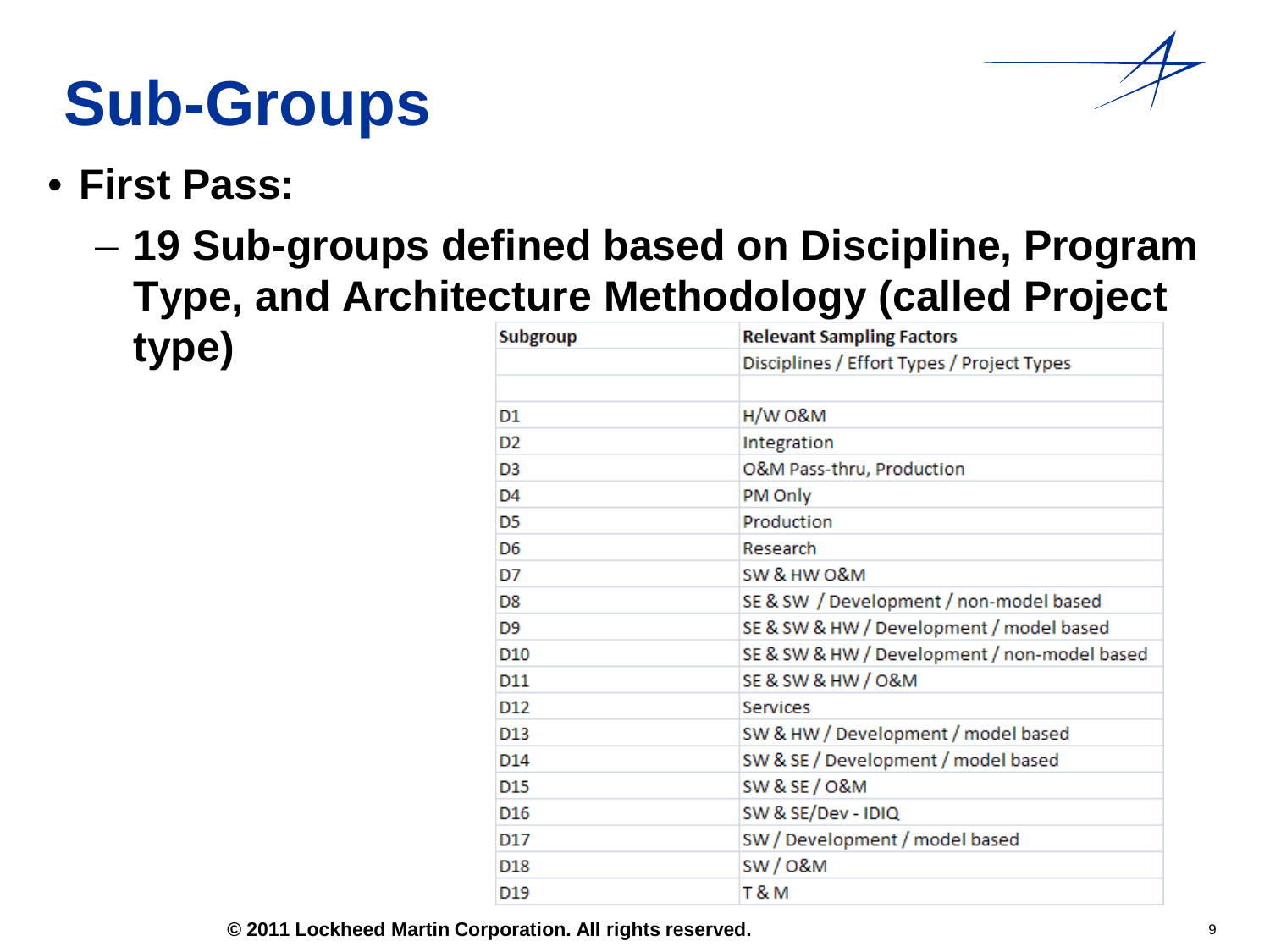# Sub-Groups

- **First Pass:**
  - **19 Sub-groups defined based on Discipline, Program Type, and Architecture Methodology (called Project type)**

| Subgroup | Relevant Sampling Factors |
|---|---|
| | Disciplines / Effort Types / Project Types |
| | |
| D1 | H/W O&M |
| D2 | Integration |
| D3 | O&M Pass-thru, Production |
| D4 | PM Only |
| D5 | Production |
| D6 | Research |
| D7 | SW & HW O&M |
| D8 | SE & SW / Development / non-model based |
| D9 | SE & SW & HW / Development / model based |
| D10 | SE & SW & HW / Development / non-model based |
| D11 | SE & SW & HW / O&M |
| D12 | Services |
| D13 | SW & HW / Development / model based |
| D14 | SW & SE / Development / model based |
| D15 | SW & SE / O&M |
| D16 | SW & SE/Dev - IDIQ |
| D17 | SW / Development / model based |
| D18 | SW / O&M |
| D19 | T & M |

**© 2011 Lockheed Martin Corporation. All rights reserved.**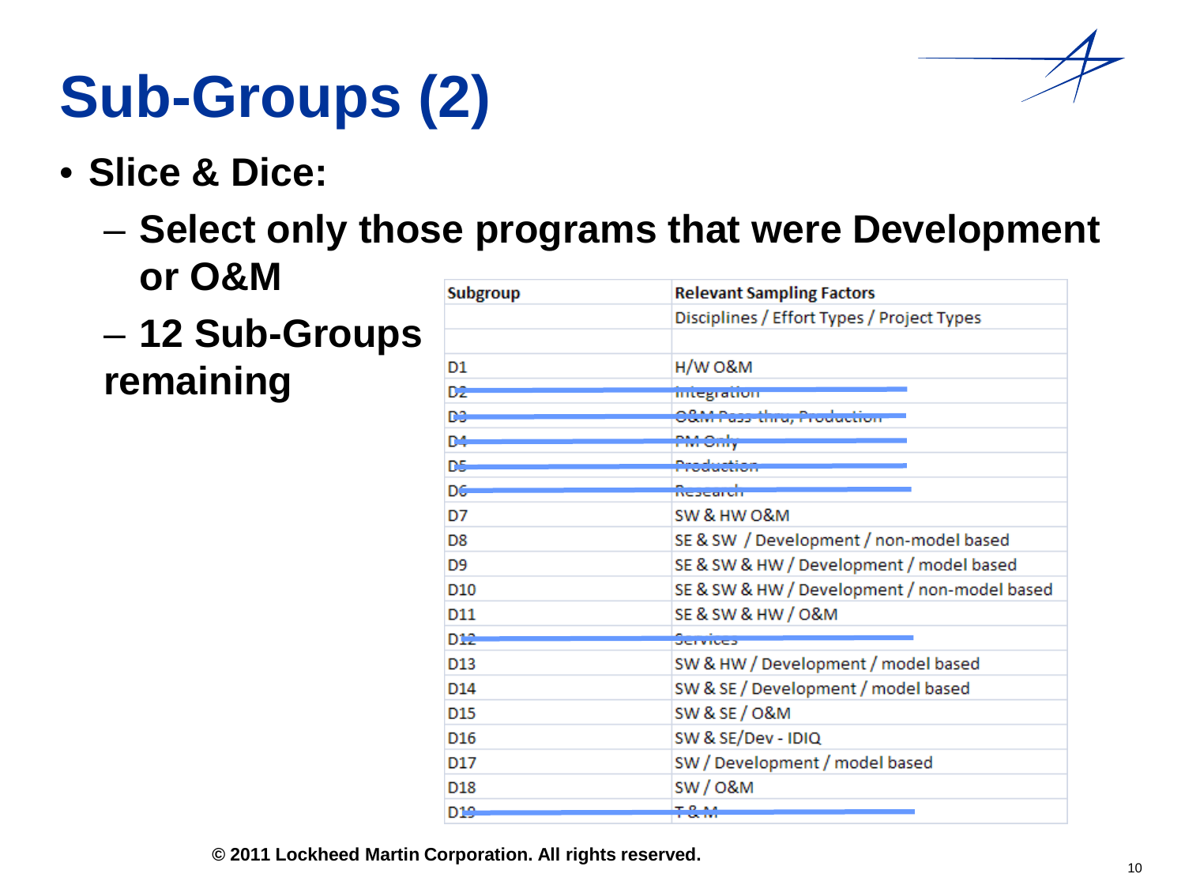# Sub-Groups (2)

- **Slice & Dice:**
  - **Select only those programs that were Development or O&M**
  - **12 Sub-Groups remaining**

| Subgroup | Relevant Sampling Factors |
|---|---|
| | Disciplines / Effort Types / Project Types |
| | |
| D1 | H/W O&M |
| ~~D2~~ | ~~Integration~~ |
| ~~D3~~ | ~~O&M Pass-thru, Production~~ |
| ~~D4~~ | ~~PM Only~~ |
| ~~D5~~ | ~~Production~~ |
| ~~D6~~ | ~~Research~~ |
| D7 | SW & HW O&M |
| D8 | SE & SW / Development / non-model based |
| D9 | SE & SW & HW / Development / model based |
| D10 | SE & SW & HW / Development / non-model based |
| D11 | SE & SW & HW / O&M |
| ~~D12~~ | ~~Services~~ |
| D13 | SW & HW / Development / model based |
| D14 | SW & SE / Development / model based |
| D15 | SW & SE / O&M |
| D16 | SW & SE/Dev - IDIQ |
| D17 | SW / Development / model based |
| D18 | SW / O&M |
| ~~D19~~ | ~~T & M~~ |

**© 2011 Lockheed Martin Corporation. All rights reserved.**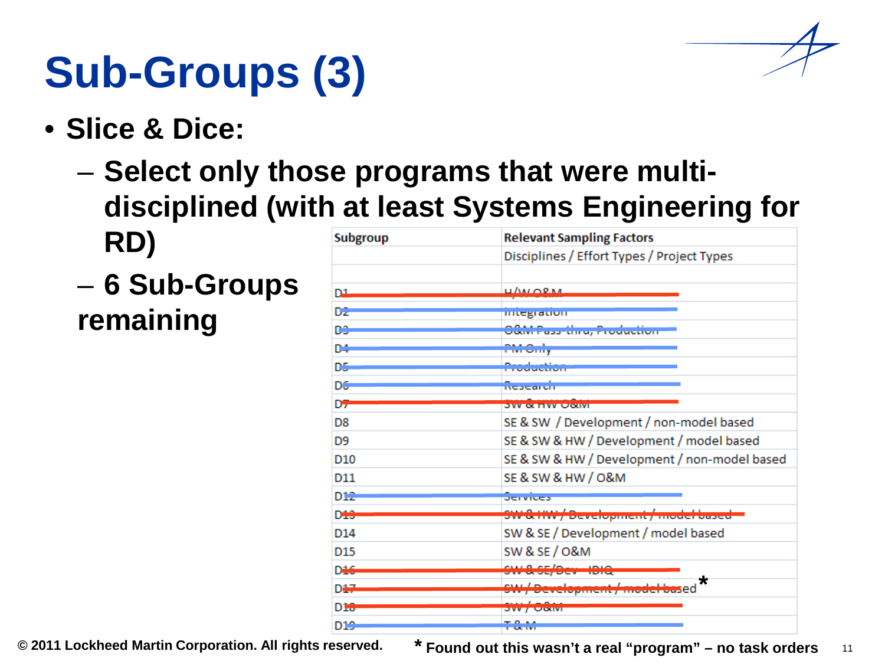# Sub-Groups (3)

- **Slice & Dice:**
  - **Select only those programs that were multi-disciplined (with at least Systems Engineering for RD)**
  - **6 Sub-Groups remaining**

| Subgroup | Relevant Sampling Factors |
| --- | --- |
| | Disciplines / Effort Types / Project Types |
| | |
| ~~D1~~ | ~~H/W O&M~~ |
| ~~D2~~ | ~~Integration~~ |
| ~~D3~~ | ~~O&M Pass-thru, Production~~ |
| ~~D4~~ | ~~PM Only~~ |
| ~~D5~~ | ~~Production~~ |
| ~~D6~~ | ~~Research~~ |
| ~~D7~~ | ~~SW & HW O&M~~ |
| D8 | SE & SW / Development / non-model based |
| D9 | SE & SW & HW / Development / model based |
| D10 | SE & SW & HW / Development / non-model based |
| D11 | SE & SW & HW / O&M |
| ~~D12~~ | ~~Services~~ |
| ~~D13~~ | ~~SW & HW / Development / model based~~ |
| D14 | SW & SE / Development / model based |
| D15 | SW & SE / O&M |
| ~~D16~~ | ~~SW & SE/Dev - IDIQ~~ |
| ~~D17~~ | ~~SW / Development / model based~~ * |
| ~~D18~~ | ~~SW / O&M~~ |
| ~~D19~~ | ~~T & M~~ |

**\* Found out this wasn't a real "program" – no task orders**

**© 2011 Lockheed Martin Corporation. All rights reserved.**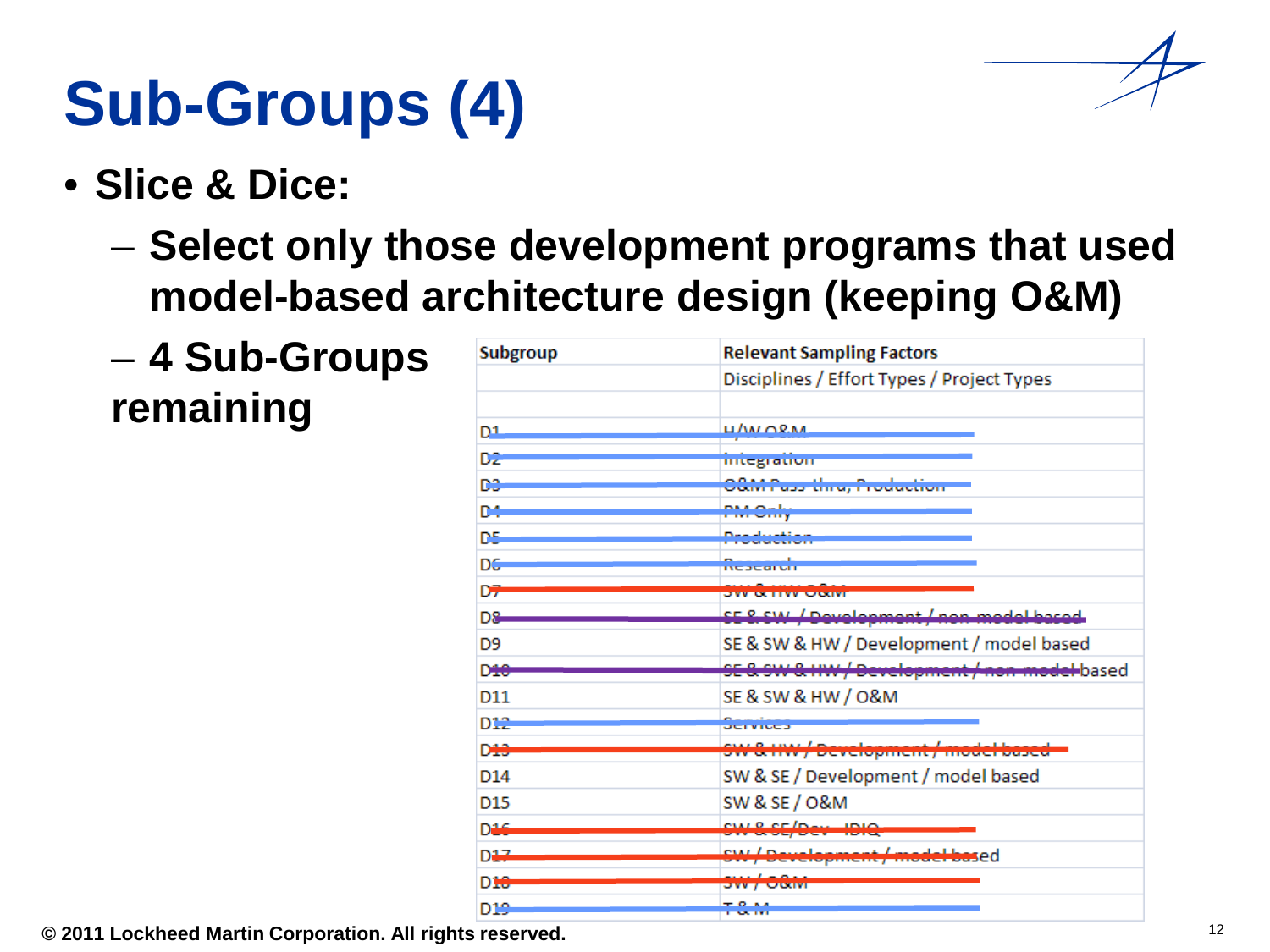# Sub-Groups (4)

- **Slice & Dice:**
  - **Select only those development programs that used model-based architecture design (keeping O&M)**
  - **4 Sub-Groups remaining**

| Subgroup | Relevant Sampling Factors |
|---|---|
| | Disciplines / Effort Types / Project Types |
| | |
| ~~D1~~ | ~~H/W O&M~~ |
| ~~D2~~ | ~~Integration~~ |
| ~~D3~~ | ~~O&M Pass-thru, Production~~ |
| ~~D4~~ | ~~PM Only~~ |
| ~~D5~~ | ~~Production~~ |
| ~~D6~~ | ~~Research~~ |
| ~~D7~~ | ~~SW & HW O&M~~ |
| ~~D8~~ | ~~SE & SW / Development / non-model based~~ |
| D9 | SE & SW & HW / Development / model based |
| ~~D10~~ | ~~SE & SW & HW / Development / non-model based~~ |
| D11 | SE & SW & HW / O&M |
| ~~D12~~ | ~~Services~~ |
| ~~D13~~ | ~~SW & HW / Development / model based~~ |
| D14 | SW & SE / Development / model based |
| D15 | SW & SE / O&M |
| ~~D16~~ | ~~SW & SE/Dev - IDIQ~~ |
| ~~D17~~ | ~~SW / Development / model based~~ |
| ~~D18~~ | ~~SW / O&M~~ |
| ~~D19~~ | ~~T & M~~ |

© 2011 Lockheed Martin Corporation. All rights reserved.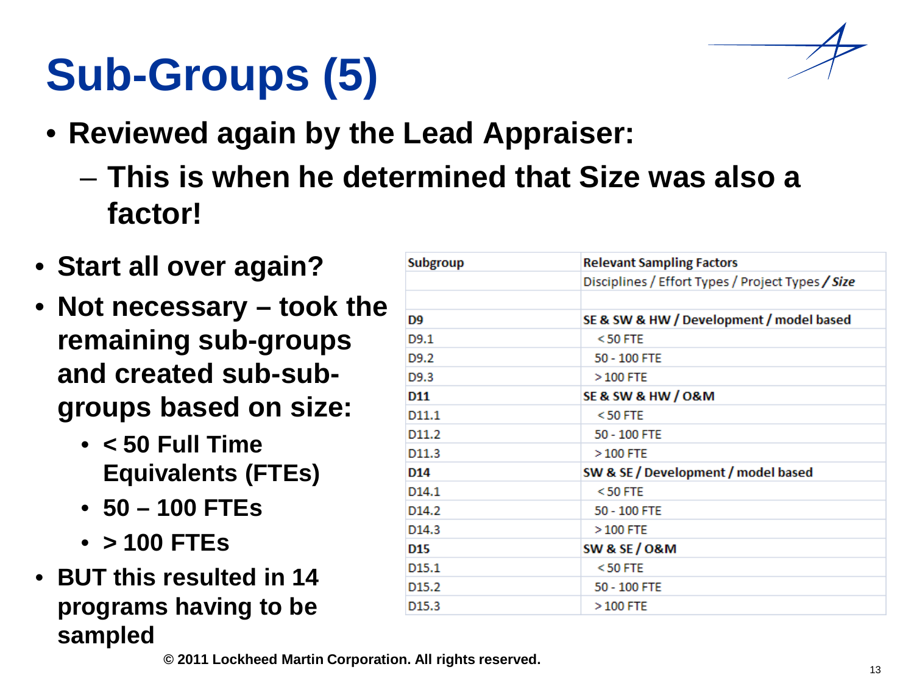# Sub-Groups (5)

- **Reviewed again by the Lead Appraiser:**
  - **This is when he determined that Size was also a factor!**

- **Start all over again?**
- **Not necessary – took the remaining sub-groups and created sub-sub-groups based on size:**
  - **< 50 Full Time Equivalents (FTEs)**
  - **50 – 100 FTEs**
  - **> 100 FTEs**
- **BUT this resulted in 14 programs having to be sampled**

| Subgroup | Relevant Sampling Factors |
|---|---|
| | Disciplines / Effort Types / Project Types / ***Size*** |
| | |
| **D9** | **SE & SW & HW / Development / model based** |
| D9.1 | < 50 FTE |
| D9.2 | 50 - 100 FTE |
| D9.3 | > 100 FTE |
| **D11** | **SE & SW & HW / O&M** |
| D11.1 | < 50 FTE |
| D11.2 | 50 - 100 FTE |
| D11.3 | > 100 FTE |
| **D14** | **SW & SE / Development / model based** |
| D14.1 | < 50 FTE |
| D14.2 | 50 - 100 FTE |
| D14.3 | > 100 FTE |
| **D15** | **SW & SE / O&M** |
| D15.1 | < 50 FTE |
| D15.2 | 50 - 100 FTE |
| D15.3 | > 100 FTE |

© 2011 Lockheed Martin Corporation. All rights reserved.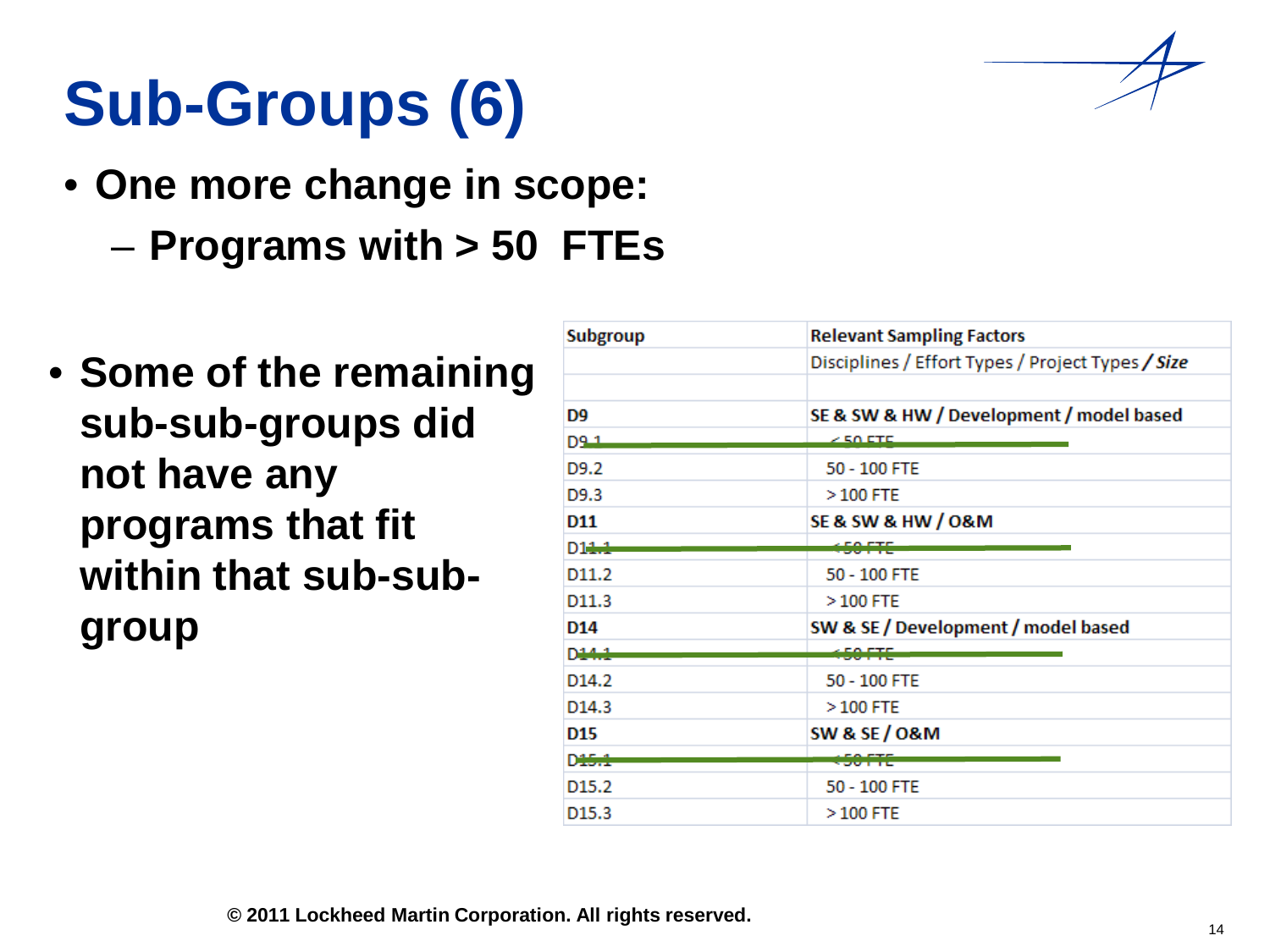# Sub-Groups (6)

- **One more change in scope:**
  - **Programs with > 50 FTEs**

- **Some of the remaining sub-sub-groups did not have any programs that fit within that sub-sub-group**

| Subgroup | Relevant Sampling Factors |
|---|---|
| | Disciplines / Effort Types / Project Types / ***Size*** |
| | |
| **D9** | **SE & SW & HW / Development / model based** |
| ~~D9.1~~ | ~~< 50 FTE~~ |
| D9.2 | 50 - 100 FTE |
| D9.3 | > 100 FTE |
| **D11** | **SE & SW & HW / O&M** |
| ~~D11.1~~ | ~~< 50 FTE~~ |
| D11.2 | 50 - 100 FTE |
| D11.3 | > 100 FTE |
| **D14** | **SW & SE / Development / model based** |
| ~~D14.1~~ | ~~< 50 FTE~~ |
| D14.2 | 50 - 100 FTE |
| D14.3 | > 100 FTE |
| **D15** | **SW & SE / O&M** |
| ~~D15.1~~ | ~~< 50 FTE~~ |
| D15.2 | 50 - 100 FTE |
| D15.3 | > 100 FTE |

© 2011 Lockheed Martin Corporation. All rights reserved.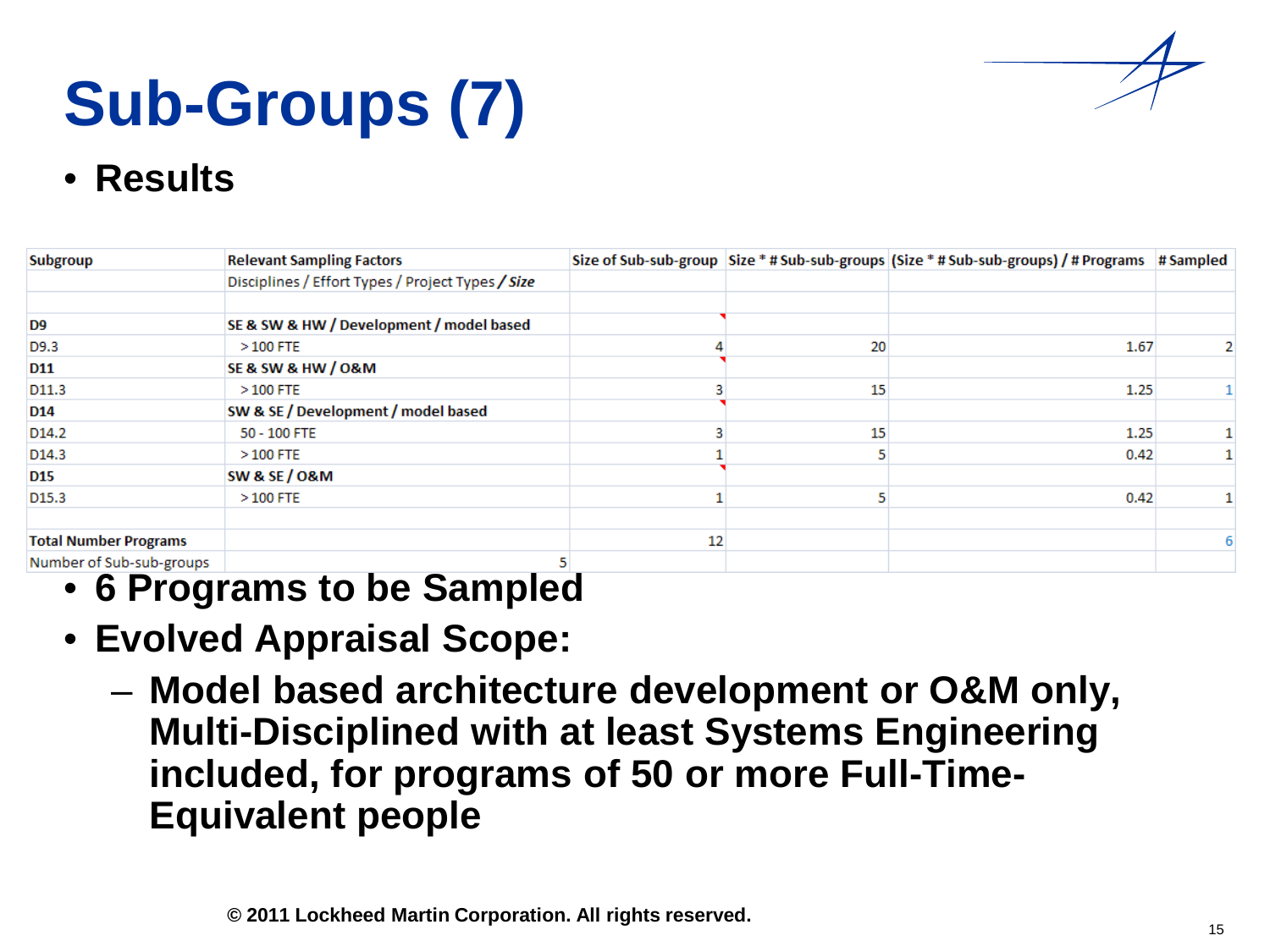# Sub-Groups (7)

- **Results**

| Subgroup | Relevant Sampling Factors | Size of Sub-sub-group | Size * # Sub-sub-groups | (Size * # Sub-sub-groups) / # Programs | # Sampled |
|---|---|---|---|---|---|
| | Disciplines / Effort Types / Project Types / ***Size*** | | | | |
| | | | | | |
| **D9** | **SE & SW & HW / Development / model based** | | | | |
| D9.3 | > 100 FTE | 4 | 20 | 1.67 | 2 |
| **D11** | **SE & SW & HW / O&M** | | | | |
| D11.3 | > 100 FTE | 3 | 15 | 1.25 | 1 |
| **D14** | **SW & SE / Development / model based** | | | | |
| D14.2 | 50 - 100 FTE | 3 | 15 | 1.25 | 1 |
| D14.3 | > 100 FTE | 1 | 5 | 0.42 | 1 |
| **D15** | **SW & SE / O&M** | | | | |
| D15.3 | > 100 FTE | 1 | 5 | 0.42 | 1 |
| | | | | | |
| **Total Number Programs** | | 12 | | | 6 |
| Number of Sub-sub-groups | 5 | | | | |

- **6 Programs to be Sampled**
- **Evolved Appraisal Scope:**
  - **Model based architecture development or O&M only, Multi-Disciplined with at least Systems Engineering included, for programs of 50 or more Full-Time-Equivalent people**

**© 2011 Lockheed Martin Corporation. All rights reserved.**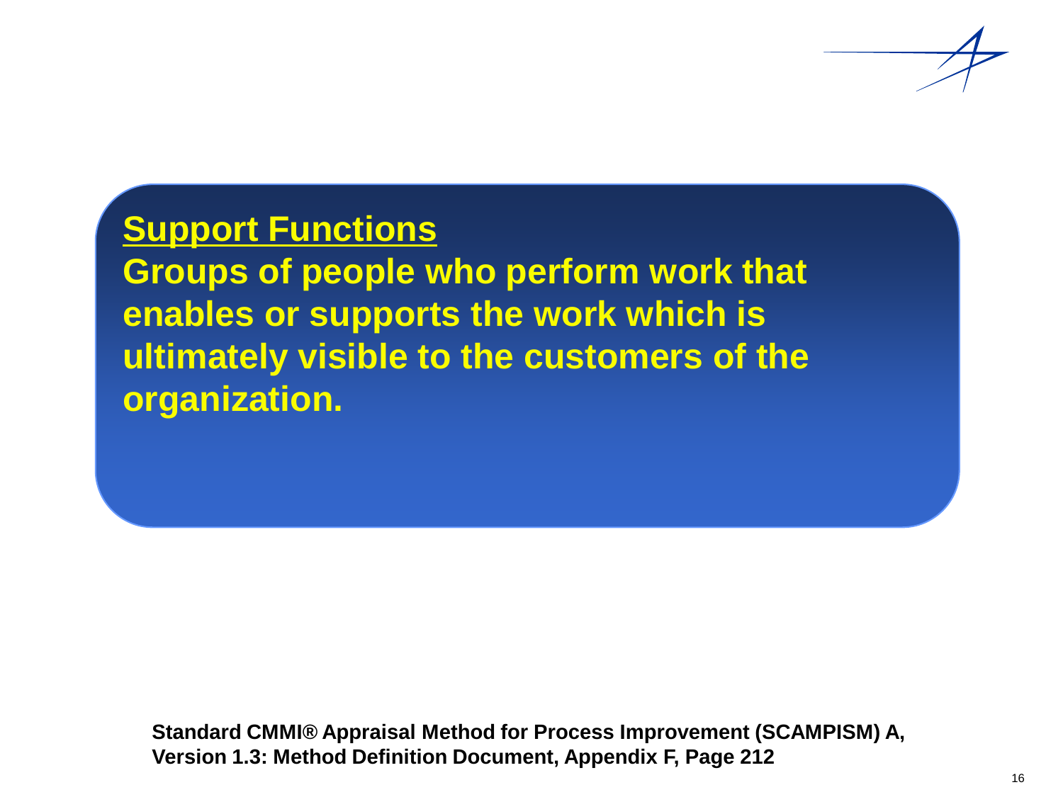**Support Functions**

**Groups of people who perform work that enables or supports the work which is ultimately visible to the customers of the organization.**

**Standard CMMI® Appraisal Method for Process Improvement (SCAMPISM) A, Version 1.3: Method Definition Document, Appendix F, Page 212**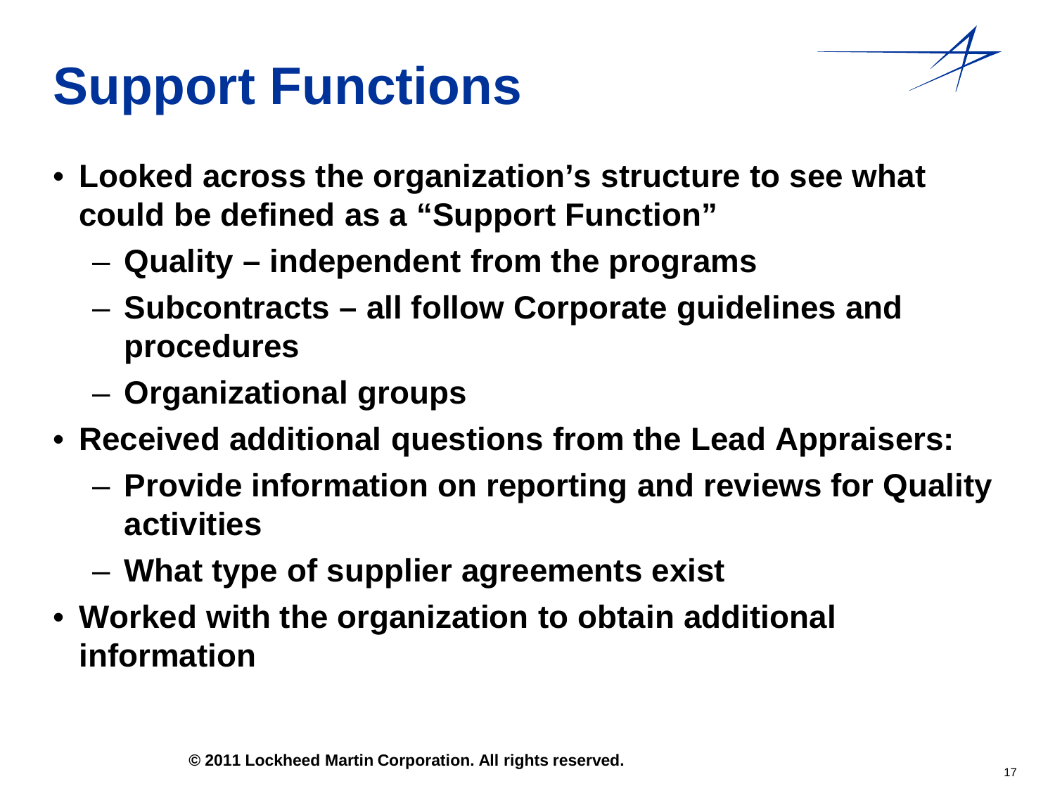# Support Functions

- **Looked across the organization's structure to see what could be defined as a "Support Function"**
  - **Quality – independent from the programs**
  - **Subcontracts – all follow Corporate guidelines and procedures**
  - **Organizational groups**
- **Received additional questions from the Lead Appraisers:**
  - **Provide information on reporting and reviews for Quality activities**
  - **What type of supplier agreements exist**
- **Worked with the organization to obtain additional information**

**© 2011 Lockheed Martin Corporation. All rights reserved.**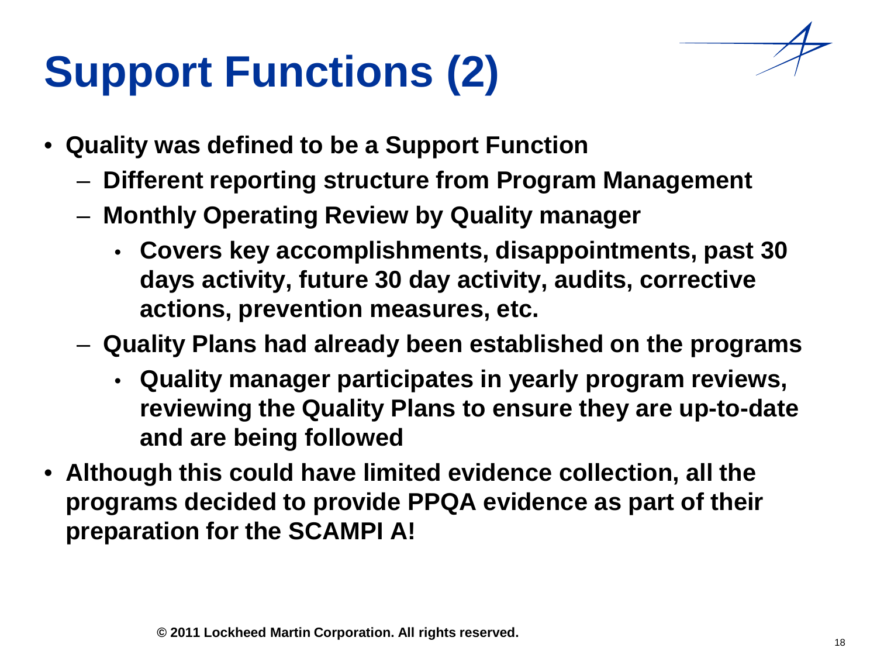# Support Functions (2)

- **Quality was defined to be a Support Function**
  - **Different reporting structure from Program Management**
  - **Monthly Operating Review by Quality manager**
    - **Covers key accomplishments, disappointments, past 30 days activity, future 30 day activity, audits, corrective actions, prevention measures, etc.**
  - **Quality Plans had already been established on the programs**
    - **Quality manager participates in yearly program reviews, reviewing the Quality Plans to ensure they are up-to-date and are being followed**
- **Although this could have limited evidence collection, all the programs decided to provide PPQA evidence as part of their preparation for the SCAMPI A!**

**© 2011 Lockheed Martin Corporation. All rights reserved.**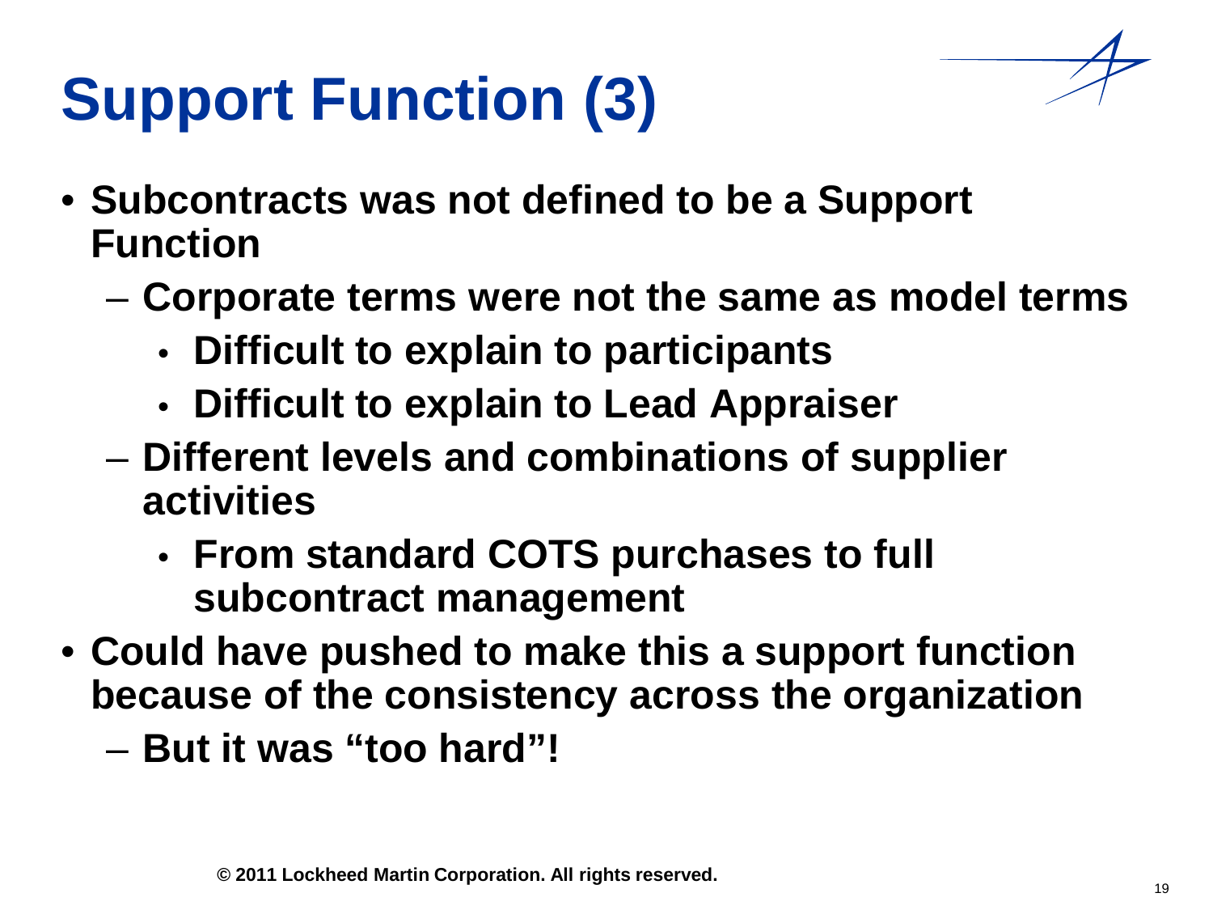# Support Function (3)

- **Subcontracts was not defined to be a Support Function**
  - **Corporate terms were not the same as model terms**
    - **Difficult to explain to participants**
    - **Difficult to explain to Lead Appraiser**
  - **Different levels and combinations of supplier activities**
    - **From standard COTS purchases to full subcontract management**
- **Could have pushed to make this a support function because of the consistency across the organization**
  - **But it was "too hard"!**

**© 2011 Lockheed Martin Corporation. All rights reserved.**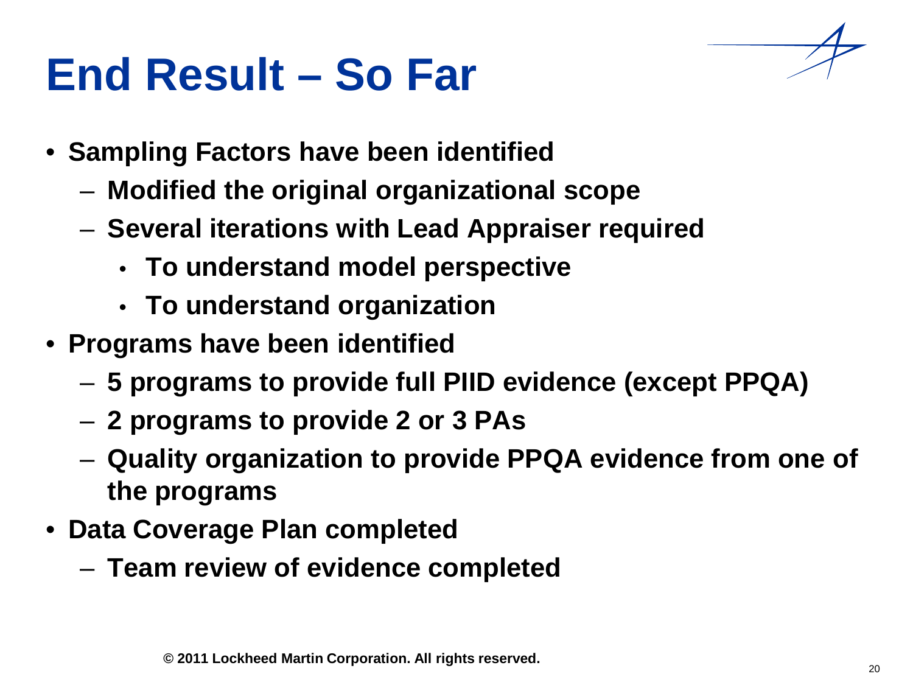# End Result – So Far

- Sampling Factors have been identified
  - Modified the original organizational scope
  - Several iterations with Lead Appraiser required
    - To understand model perspective
    - To understand organization
- Programs have been identified
  - 5 programs to provide full PIID evidence (except PPQA)
  - 2 programs to provide 2 or 3 PAs
  - Quality organization to provide PPQA evidence from one of the programs
- Data Coverage Plan completed
  - Team review of evidence completed

© 2011 Lockheed Martin Corporation. All rights reserved.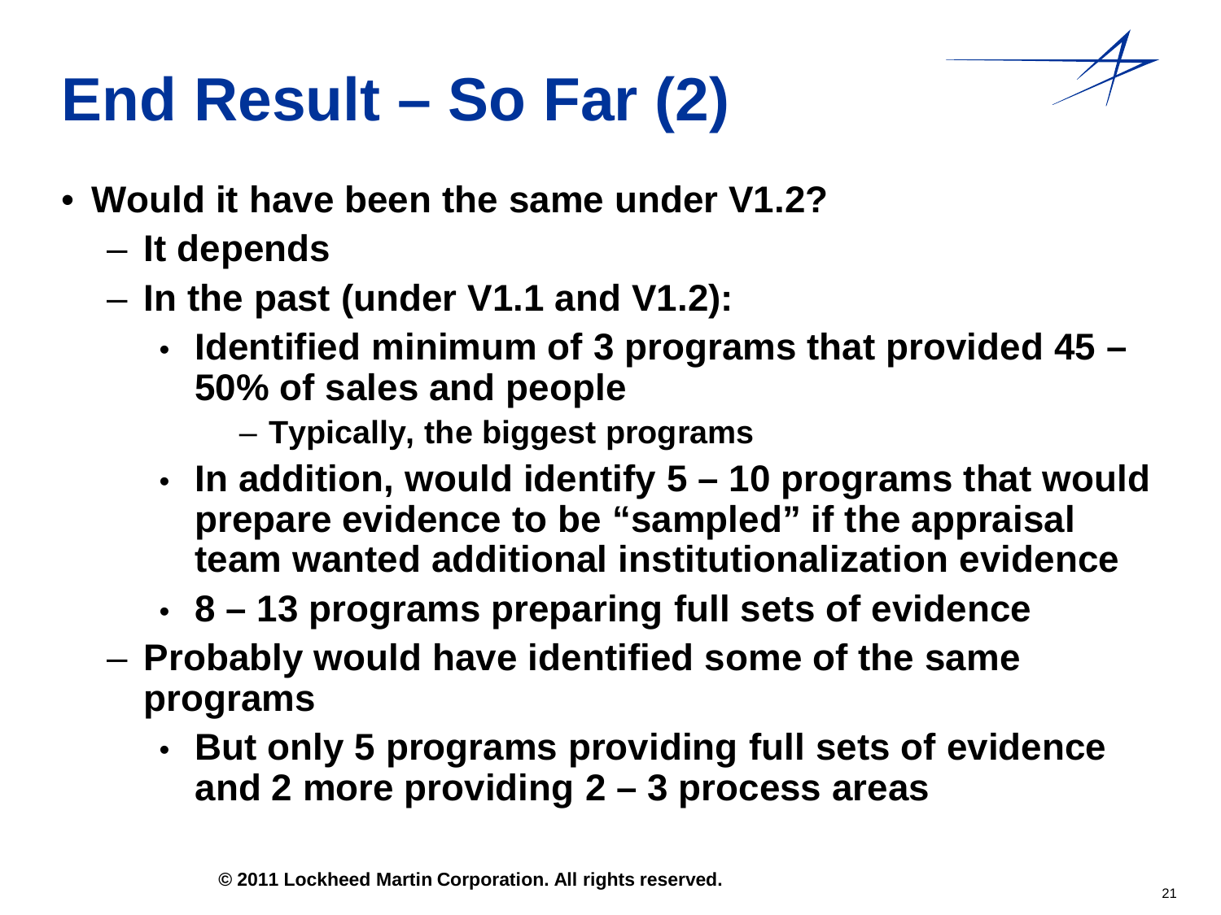# End Result – So Far (2)

- **Would it have been the same under V1.2?**
  - **It depends**
  - **In the past (under V1.1 and V1.2):**
    - **Identified minimum of 3 programs that provided 45 – 50% of sales and people**
      - **Typically, the biggest programs**
    - **In addition, would identify 5 – 10 programs that would prepare evidence to be "sampled" if the appraisal team wanted additional institutionalization evidence**
    - **8 – 13 programs preparing full sets of evidence**
  - **Probably would have identified some of the same programs**
    - **But only 5 programs providing full sets of evidence and 2 more providing 2 – 3 process areas**

**© 2011 Lockheed Martin Corporation. All rights reserved.**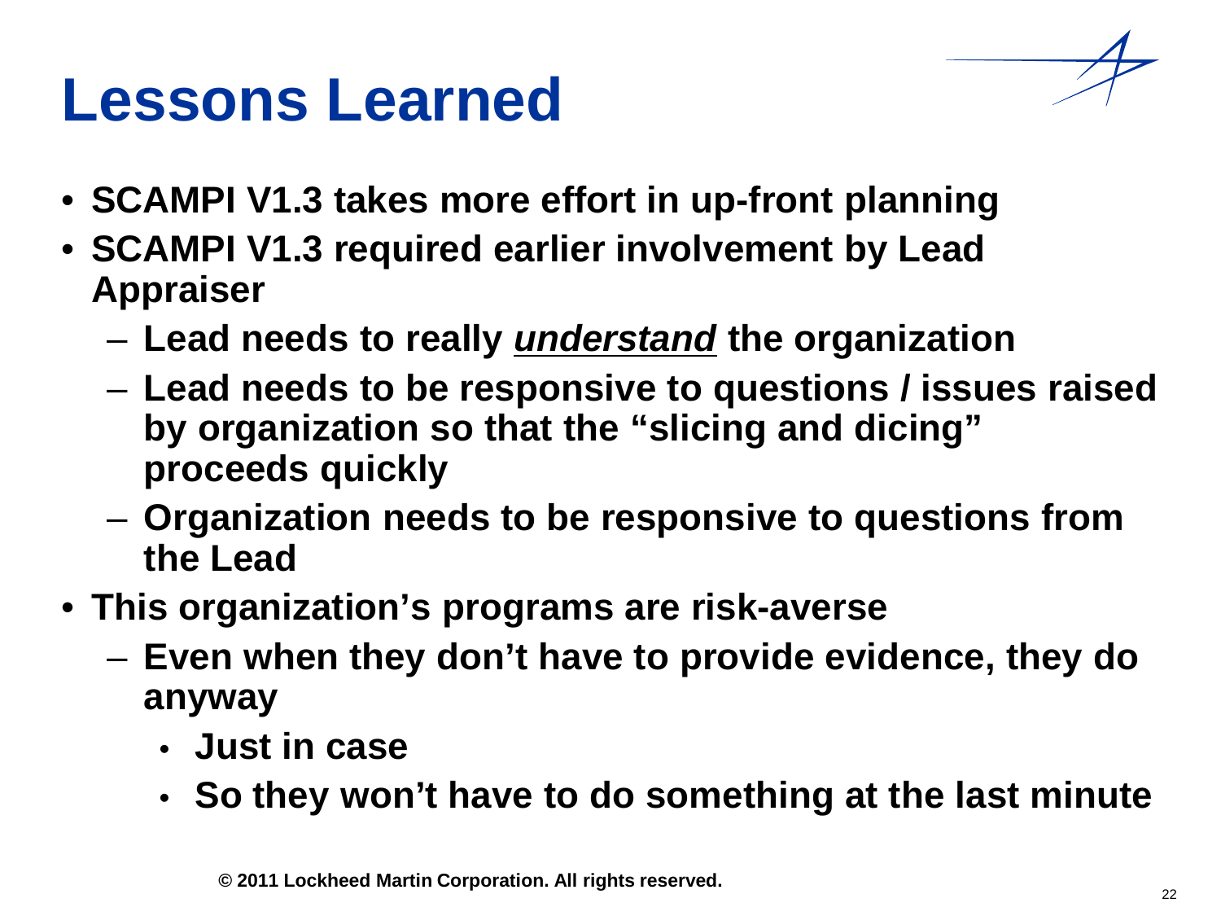# Lessons Learned

- **SCAMPI V1.3 takes more effort in up-front planning**
- **SCAMPI V1.3 required earlier involvement by Lead Appraiser**
  - **Lead needs to really *understand* the organization**
  - **Lead needs to be responsive to questions / issues raised by organization so that the "slicing and dicing" proceeds quickly**
  - **Organization needs to be responsive to questions from the Lead**
- **This organization's programs are risk-averse**
  - **Even when they don't have to provide evidence, they do anyway**
    - **Just in case**
    - **So they won't have to do something at the last minute**

© 2011 Lockheed Martin Corporation. All rights reserved.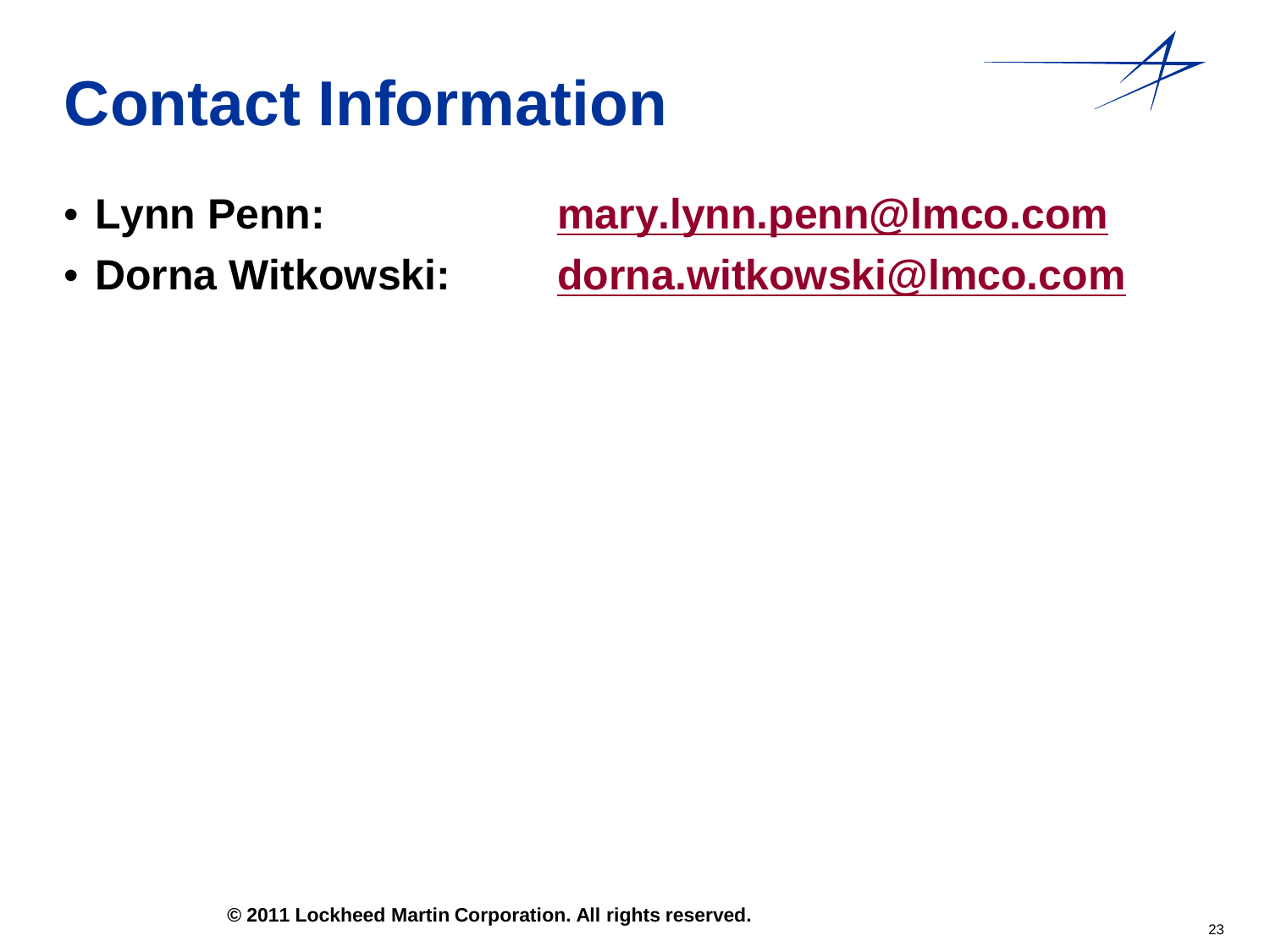# Contact Information

- **Lynn Penn:** [mary.lynn.penn@lmco.com](mailto:mary.lynn.penn@lmco.com)
- **Dorna Witkowski:** [dorna.witkowski@lmco.com](mailto:dorna.witkowski@lmco.com)

**© 2011 Lockheed Martin Corporation. All rights reserved.**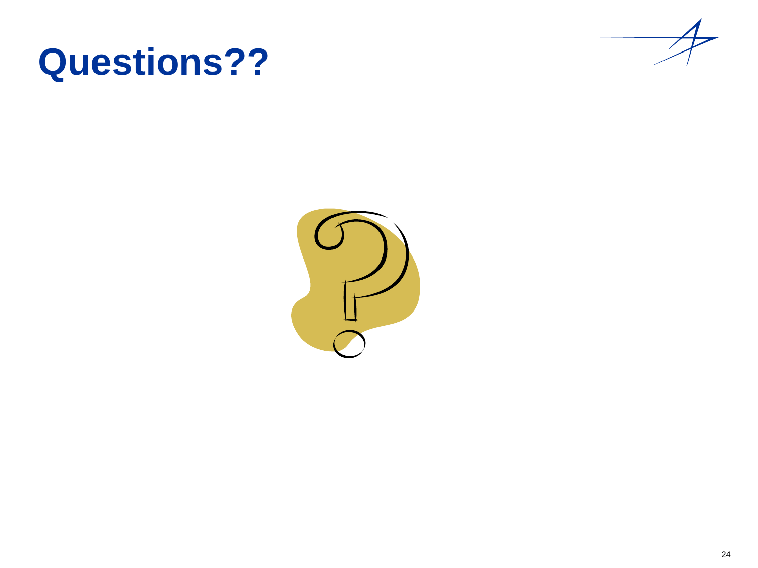# Questions??